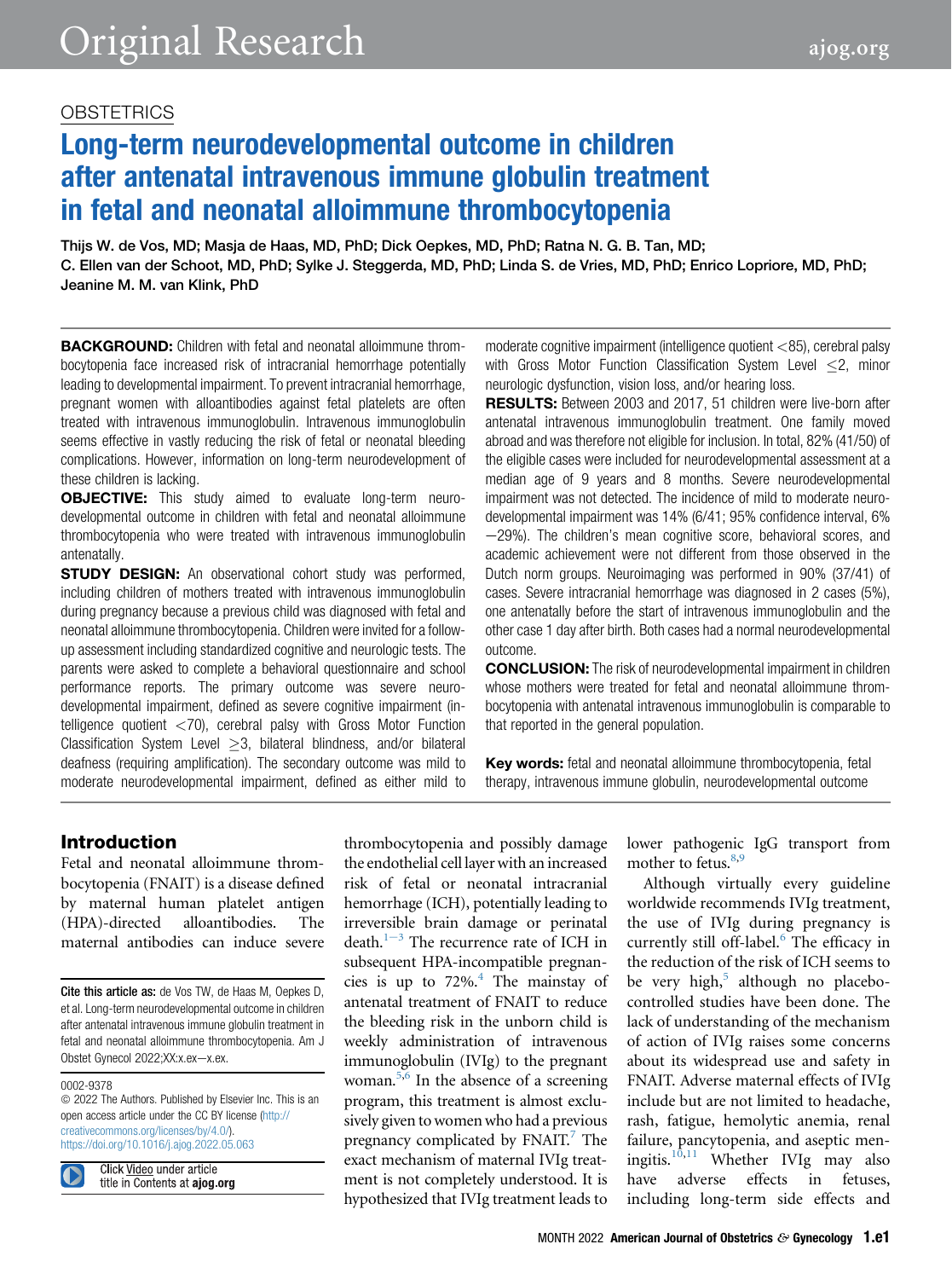OBSTETRICS

# Long-term neurodevelopmental outcome in children after antenatal intravenous immune globulin treatment in fetal and neonatal alloimmune thrombocytopenia

Thijs W. de Vos, MD; Masja de Haas, MD, PhD; Dick Oepkes, MD, PhD; Ratna N. G. B. Tan, MD; C. Ellen van der Schoot, MD, PhD; Sylke J. Steggerda, MD, PhD; Linda S. de Vries, MD, PhD; Enrico Lopriore, MD, PhD; Jeanine M. M. van Klink, PhD

**BACKGROUND:** Children with fetal and neonatal alloimmune thrombocytopenia face increased risk of intracranial hemorrhage potentially leading to developmental impairment. To prevent intracranial hemorrhage, pregnant women with alloantibodies against fetal platelets are often treated with intravenous immunoglobulin. Intravenous immunoglobulin seems effective in vastly reducing the risk of fetal or neonatal bleeding complications. However, information on long-term neurodevelopment of these children is lacking.

**OBJECTIVE:** This study aimed to evaluate long-term neurodevelopmental outcome in children with fetal and neonatal alloimmune thrombocytopenia who were treated with intravenous immunoglobulin antenatally.

**STUDY DESIGN:** An observational cohort study was performed, including children of mothers treated with intravenous immunoglobulin during pregnancy because a previous child was diagnosed with fetal and neonatal alloimmune thrombocytopenia. Children were invited for a follow-up assessment including standardized cognitive and neurologic tests. The parents were asked to complete a behavioral questionnaire and school performance reports. The primary outcome was severe neurodevelopmental impairment, defined as severe cognitive impairment (intelligence quotient <70), cerebral palsy with Gross Motor Function Classification System Level ≥3, bilateral blindness, and/or bilateral deafness (requiring amplification). The secondary outcome was mild to moderate neurodevelopmental impairment, defined as either mild to moderate cognitive impairment (intelligence quotient <85), cerebral palsy with Gross Motor Function Classification System Level ≤2, minor neurologic dysfunction, vision loss, and/or hearing loss.

**RESULTS:** Between 2003 and 2017, 51 children were live-born after antenatal intravenous immunoglobulin treatment. One family moved abroad and was therefore not eligible for inclusion. In total, 82% (41/50) of the eligible cases were included for neurodevelopmental assessment at a median age of 9 years and 8 months. Severe neurodevelopmental impairment was not detected. The incidence of mild to moderate neurodevelopmental impairment was 14% (6/41; 95% confidence interval, 6%−29%). The children's mean cognitive score, behavioral scores, and academic achievement were not different from those observed in the Dutch norm groups. Neuroimaging was performed in 90% (37/41) of cases. Severe intracranial hemorrhage was diagnosed in 2 cases (5%), one antenatally before the start of intravenous immunoglobulin and the other case 1 day after birth. Both cases had a normal neurodevelopmental outcome.

**CONCLUSION:** The risk of neurodevelopmental impairment in children whose mothers were treated for fetal and neonatal alloimmune thrombocytopenia with antenatal intravenous immunoglobulin is comparable to that reported in the general population.

**Key words:** fetal and neonatal alloimmune thrombocytopenia, fetal therapy, intravenous immune globulin, neurodevelopmental outcome

## Introduction

Fetal and neonatal alloimmune thrombocytopenia (FNAIT) is a disease defined by maternal human platelet antigen (HPA)-directed alloantibodies. The maternal antibodies can induce severe thrombocytopenia and possibly damage the endothelial cell layer with an increased risk of fetal or neonatal intracranial hemorrhage (ICH), potentially leading to irreversible brain damage or perinatal death.[1−3] The recurrence rate of ICH in subsequent HPA-incompatible pregnancies is up to 72%.[4] The mainstay of antenatal treatment of FNAIT to reduce the bleeding risk in the unborn child is weekly administration of intravenous immunoglobulin (IVIg) to the pregnant woman.[5,6] In the absence of a screening program, this treatment is almost exclusively given to women who had a previous pregnancy complicated by FNAIT.[7] The exact mechanism of maternal IVIg treatment is not completely understood. It is hypothesized that IVIg treatment leads to lower pathogenic IgG transport from mother to fetus.[8,9]

Although virtually every guideline worldwide recommends IVIg treatment, the use of IVIg during pregnancy is currently still off-label.[6] The efficacy in the reduction of the risk of ICH seems to be very high,[5] although no placebo-controlled studies have been done. The lack of understanding of the mechanism of action of IVIg raises some concerns about its widespread use and safety in FNAIT. Adverse maternal effects of IVIg include but are not limited to headache, rash, fatigue, hemolytic anemia, renal failure, pancytopenia, and aseptic meningitis.[10,11] Whether IVIg may also have adverse effects in fetuses, including long-term side effects and

Cite this article as: de Vos TW, de Haas M, Oepkes D, et al. Long-term neurodevelopmental outcome in children after antenatal intravenous immune globulin treatment in fetal and neonatal alloimmune thrombocytopenia. Am J Obstet Gynecol 2022;XX:x.ex−x.ex.

0002-9378
© 2022 The Authors. Published by Elsevier Inc. This is an open access article under the CC BY license (http://creativecommons.org/licenses/by/4.0/).
https://doi.org/10.1016/j.ajog.2022.05.063

Click Video under article title in Contents at ajog.org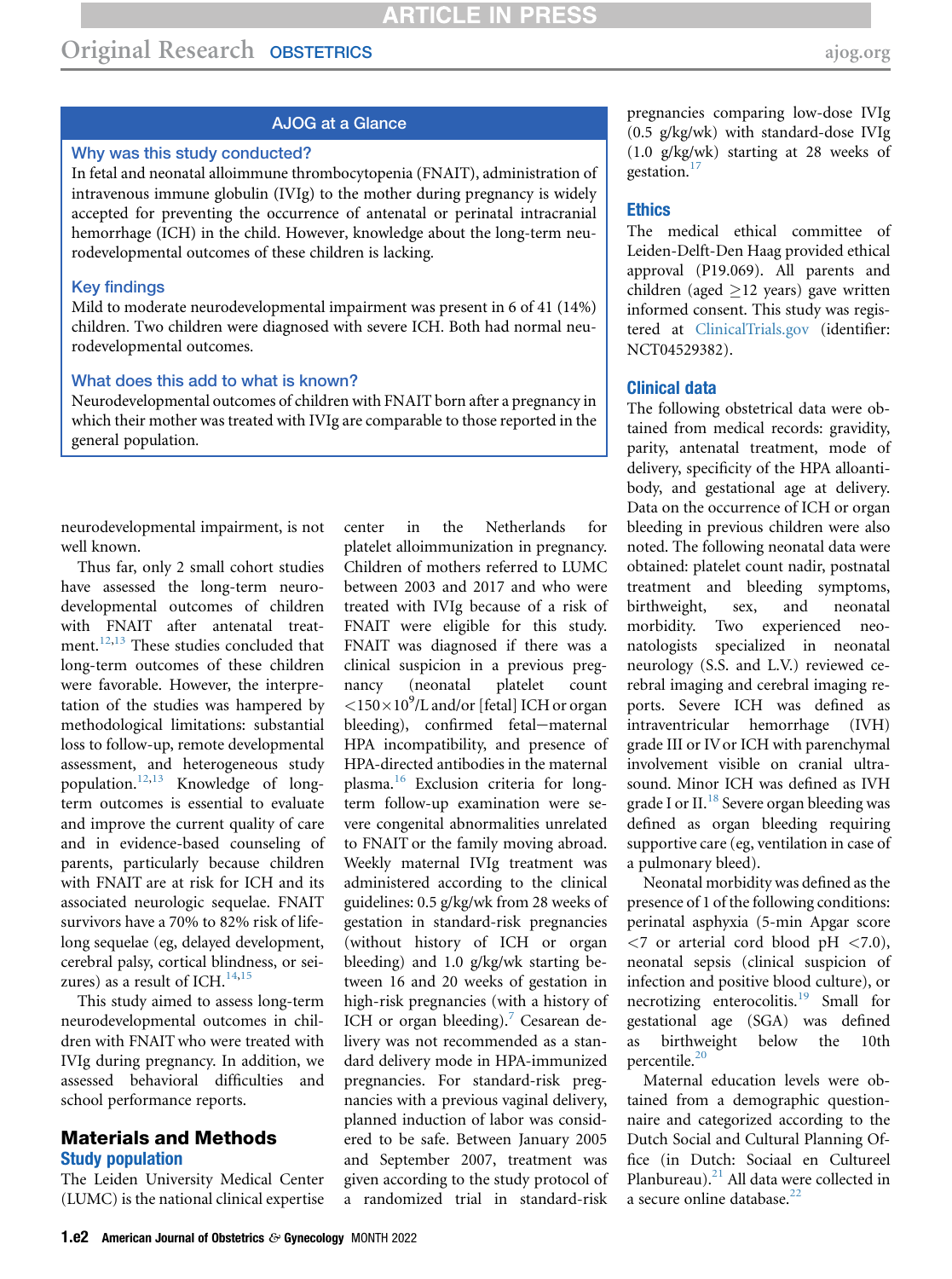## AJOG at a Glance

**Why was this study conducted?**

In fetal and neonatal alloimmune thrombocytopenia (FNAIT), administration of intravenous immune globulin (IVIg) to the mother during pregnancy is widely accepted for preventing the occurrence of antenatal or perinatal intracranial hemorrhage (ICH) in the child. However, knowledge about the long-term neurodevelopmental outcomes of these children is lacking.

**Key findings**

Mild to moderate neurodevelopmental impairment was present in 6 of 41 (14%) children. Two children were diagnosed with severe ICH. Both had normal neurodevelopmental outcomes.

**What does this add to what is known?**

Neurodevelopmental outcomes of children with FNAIT born after a pregnancy in which their mother was treated with IVIg are comparable to those reported in the general population.

neurodevelopmental impairment, is not well known.

Thus far, only 2 small cohort studies have assessed the long-term neurodevelopmental outcomes of children with FNAIT after antenatal treatment.[12,13] These studies concluded that long-term outcomes of these children were favorable. However, the interpretation of the studies was hampered by methodological limitations: substantial loss to follow-up, remote developmental assessment, and heterogeneous study population.[12,13] Knowledge of long-term outcomes is essential to evaluate and improve the current quality of care and in evidence-based counseling of parents, particularly because children with FNAIT are at risk for ICH and its associated neurologic sequelae. FNAIT survivors have a 70% to 82% risk of lifelong sequelae (eg, delayed development, cerebral palsy, cortical blindness, or seizures) as a result of ICH.[14,15]

This study aimed to assess long-term neurodevelopmental outcomes in children with FNAIT who were treated with IVIg during pregnancy. In addition, we assessed behavioral difficulties and school performance reports.

## Materials and Methods

### Study population

The Leiden University Medical Center (LUMC) is the national clinical expertise center in the Netherlands for platelet alloimmunization in pregnancy. Children of mothers referred to LUMC between 2003 and 2017 and who were treated with IVIg because of a risk of FNAIT were eligible for this study. FNAIT was diagnosed if there was a clinical suspicion in a previous pregnancy (neonatal platelet count $<150\times10^9$/L and/or [fetal] ICH or organ bleeding), confirmed fetal–maternal HPA incompatibility, and presence of HPA-directed antibodies in the maternal plasma.[16] Exclusion criteria for long-term follow-up examination were severe congenital abnormalities unrelated to FNAIT or the family moving abroad. Weekly maternal IVIg treatment was administered according to the clinical guidelines: 0.5 g/kg/wk from 28 weeks of gestation in standard-risk pregnancies (without history of ICH or organ bleeding) and 1.0 g/kg/wk starting between 16 and 20 weeks of gestation in high-risk pregnancies (with a history of ICH or organ bleeding).[7] Cesarean delivery was not recommended as a standard delivery mode in HPA-immunized pregnancies. For standard-risk pregnancies with a previous vaginal delivery, planned induction of labor was considered to be safe. Between January 2005 and September 2007, treatment was given according to the study protocol of a randomized trial in standard-risk pregnancies comparing low-dose IVIg (0.5 g/kg/wk) with standard-dose IVIg (1.0 g/kg/wk) starting at 28 weeks of gestation.[17]

### Ethics

The medical ethical committee of Leiden-Delft-Den Haag provided ethical approval (P19.069). All parents and children (aged ≥12 years) gave written informed consent. This study was registered at ClinicalTrials.gov (identifier: NCT04529382).

### Clinical data

The following obstetrical data were obtained from medical records: gravidity, parity, antenatal treatment, mode of delivery, specificity of the HPA alloantibody, and gestational age at delivery. Data on the occurrence of ICH or organ bleeding in previous children were also noted. The following neonatal data were obtained: platelet count nadir, postnatal treatment and bleeding symptoms, birthweight, sex, and neonatal morbidity. Two experienced neonatologists specialized in neonatal neurology (S.S. and L.V.) reviewed cerebral imaging and cerebral imaging reports. Severe ICH was defined as intraventricular hemorrhage (IVH) grade III or IV or ICH with parenchymal involvement visible on cranial ultrasound. Minor ICH was defined as IVH grade I or II.[18] Severe organ bleeding was defined as organ bleeding requiring supportive care (eg, ventilation in case of a pulmonary bleed).

Neonatal morbidity was defined as the presence of 1 of the following conditions: perinatal asphyxia (5-min Apgar score <7 or arterial cord blood pH <7.0), neonatal sepsis (clinical suspicion of infection and positive blood culture), or necrotizing enterocolitis.[19] Small for gestational age (SGA) was defined as birthweight below the 10th percentile.[20]

Maternal education levels were obtained from a demographic questionnaire and categorized according to the Dutch Social and Cultural Planning Office (in Dutch: Sociaal en Cultureel Planbureau).[21] All data were collected in a secure online database.[22]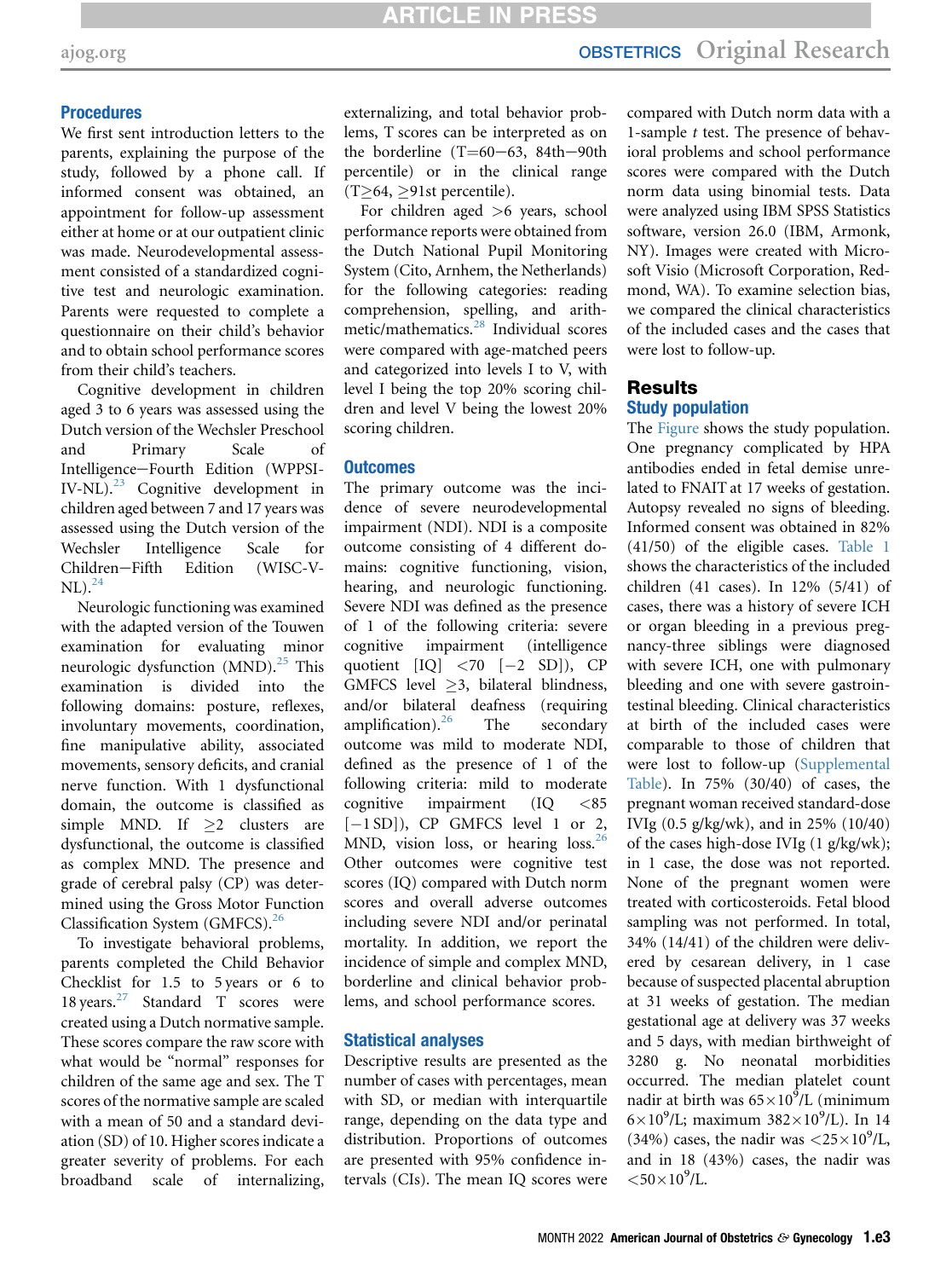### Procedures

We first sent introduction letters to the parents, explaining the purpose of the study, followed by a phone call. If informed consent was obtained, an appointment for follow-up assessment either at home or at our outpatient clinic was made. Neurodevelopmental assessment consisted of a standardized cognitive test and neurologic examination. Parents were requested to complete a questionnaire on their child's behavior and to obtain school performance scores from their child's teachers.

Cognitive development in children aged 3 to 6 years was assessed using the Dutch version of the Wechsler Preschool and Primary Scale of Intelligence—Fourth Edition (WPPSI-IV-NL).[23] Cognitive development in children aged between 7 and 17 years was assessed using the Dutch version of the Wechsler Intelligence Scale for Children—Fifth Edition (WISC-V-NL).[24]

Neurologic functioning was examined with the adapted version of the Touwen examination for evaluating minor neurologic dysfunction (MND).[25] This examination is divided into the following domains: posture, reflexes, involuntary movements, coordination, fine manipulative ability, associated movements, sensory deficits, and cranial nerve function. With 1 dysfunctional domain, the outcome is classified as simple MND. If ≥2 clusters are dysfunctional, the outcome is classified as complex MND. The presence and grade of cerebral palsy (CP) was determined using the Gross Motor Function Classification System (GMFCS).[26]

To investigate behavioral problems, parents completed the Child Behavior Checklist for 1.5 to 5 years or 6 to 18 years.[27] Standard T scores were created using a Dutch normative sample. These scores compare the raw score with what would be "normal" responses for children of the same age and sex. The T scores of the normative sample are scaled with a mean of 50 and a standard deviation (SD) of 10. Higher scores indicate a greater severity of problems. For each broadband scale of internalizing, externalizing, and total behavior problems, T scores can be interpreted as on the borderline (T=60−63, 84th−90th percentile) or in the clinical range (T≥64, ≥91st percentile).

For children aged >6 years, school performance reports were obtained from the Dutch National Pupil Monitoring System (Cito, Arnhem, the Netherlands) for the following categories: reading comprehension, spelling, and arithmetic/mathematics.[28] Individual scores were compared with age-matched peers and categorized into levels I to V, with level I being the top 20% scoring children and level V being the lowest 20% scoring children.

### Outcomes

The primary outcome was the incidence of severe neurodevelopmental impairment (NDI). NDI is a composite outcome consisting of 4 different domains: cognitive functioning, vision, hearing, and neurologic functioning. Severe NDI was defined as the presence of 1 of the following criteria: severe cognitive impairment (intelligence quotient [IQ] <70 [−2 SD]), CP GMFCS level ≥3, bilateral blindness, and/or bilateral deafness (requiring amplification).[26] The secondary outcome was mild to moderate NDI, defined as the presence of 1 of the following criteria: mild to moderate cognitive impairment (IQ <85 [−1 SD]), CP GMFCS level 1 or 2, MND, vision loss, or hearing loss.[26] Other outcomes were cognitive test scores (IQ) compared with Dutch norm scores and overall adverse outcomes including severe NDI and/or perinatal mortality. In addition, we report the incidence of simple and complex MND, borderline and clinical behavior problems, and school performance scores.

### Statistical analyses

Descriptive results are presented as the number of cases with percentages, mean with SD, or median with interquartile range, depending on the data type and distribution. Proportions of outcomes are presented with 95% confidence intervals (CIs). The mean IQ scores were compared with Dutch norm data with a 1-sample *t* test. The presence of behavioral problems and school performance scores were compared with the Dutch norm data using binomial tests. Data were analyzed using IBM SPSS Statistics software, version 26.0 (IBM, Armonk, NY). Images were created with Microsoft Visio (Microsoft Corporation, Redmond, WA). To examine selection bias, we compared the clinical characteristics of the included cases and the cases that were lost to follow-up.

## Results

### Study population

The Figure shows the study population. One pregnancy complicated by HPA antibodies ended in fetal demise unrelated to FNAIT at 17 weeks of gestation. Autopsy revealed no signs of bleeding. Informed consent was obtained in 82% (41/50) of the eligible cases. Table 1 shows the characteristics of the included children (41 cases). In 12% (5/41) of cases, there was a history of severe ICH or organ bleeding in a previous pregnancy-three siblings were diagnosed with severe ICH, one with pulmonary bleeding and one with severe gastrointestinal bleeding. Clinical characteristics at birth of the included cases were comparable to those of children that were lost to follow-up (Supplemental Table). In 75% (30/40) of cases, the pregnant woman received standard-dose IVIg (0.5 g/kg/wk), and in 25% (10/40) of the cases high-dose IVIg (1 g/kg/wk); in 1 case, the dose was not reported. None of the pregnant women were treated with corticosteroids. Fetal blood sampling was not performed. In total, 34% (14/41) of the children were delivered by cesarean delivery, in 1 case because of suspected placental abruption at 31 weeks of gestation. The median gestational age at delivery was 37 weeks and 5 days, with median birthweight of 3280 g. No neonatal morbidities occurred. The median platelet count nadir at birth was $65 \times 10^9$/L (minimum $6 \times 10^9$/L; maximum $382 \times 10^9$/L). In 14 (34%) cases, the nadir was $<25 \times 10^9$/L, and in 18 (43%) cases, the nadir was $<50 \times 10^9$/L.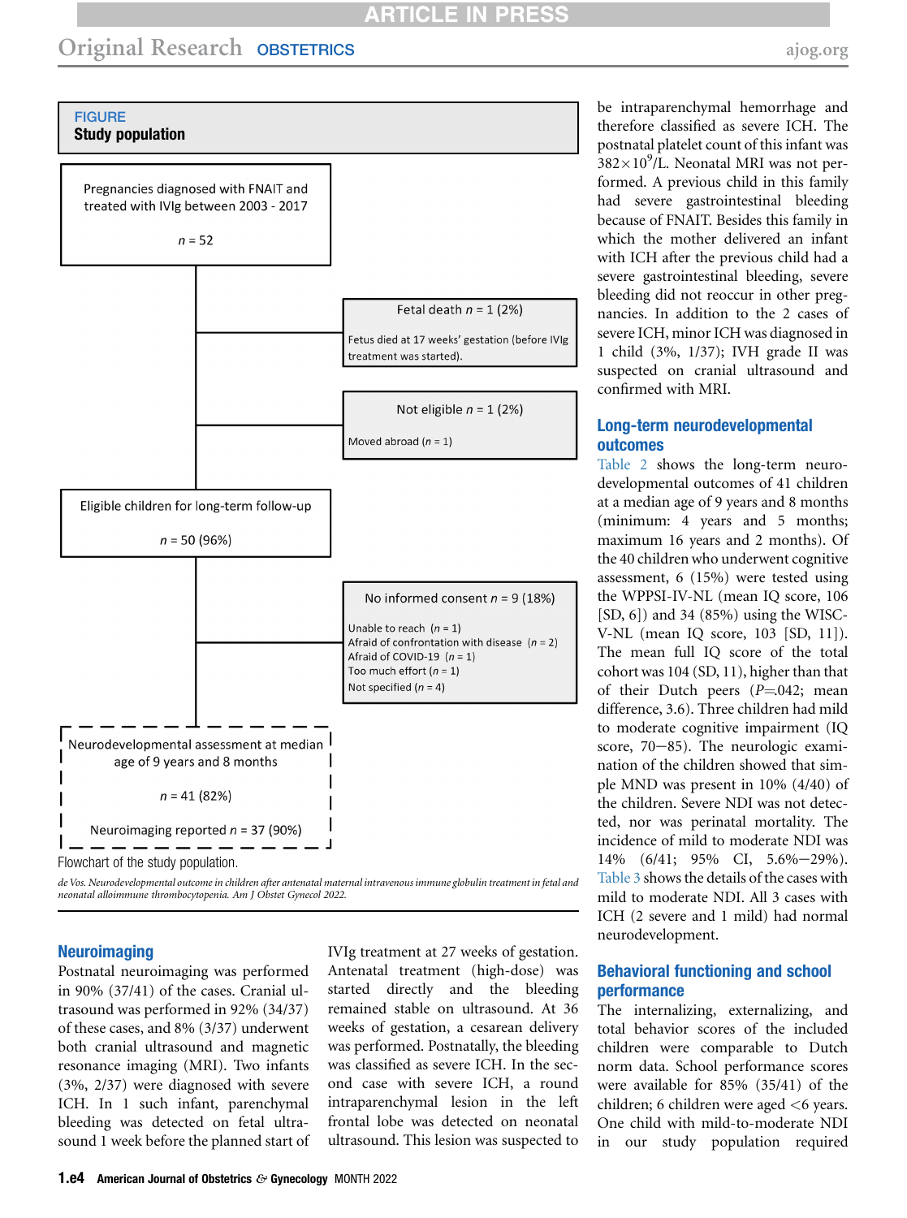**FIGURE**
**Study population**

Pregnancies diagnosed with FNAIT and treated with IVIg between 2003 - 2017

*n* = 52

Fetal death *n* = 1 (2%)

Fetus died at 17 weeks' gestation (before IVIg treatment was started).

Not eligible *n* = 1 (2%)

Moved abroad (*n* = 1)

Eligible children for long-term follow-up

*n* = 50 (96%)

No informed consent *n* = 9 (18%)

Unable to reach (*n* = 1)
Afraid of confrontation with disease (*n* = 2)
Afraid of COVID-19 (*n* = 1)
Too much effort (*n* = 1)
Not specified (*n* = 4)

Neurodevelopmental assessment at median age of 9 years and 8 months

*n* = 41 (82%)

Neuroimaging reported *n* = 37 (90%)

Flowchart of the study population.

*de Vos. Neurodevelopmental outcome in children after antenatal maternal intravenous immune globulin treatment in fetal and neonatal alloimmune thrombocytopenia. Am J Obstet Gynecol 2022.*

## Neuroimaging

Postnatal neuroimaging was performed in 90% (37/41) of the cases. Cranial ultrasound was performed in 92% (34/37) of these cases, and 8% (3/37) underwent both cranial ultrasound and magnetic resonance imaging (MRI). Two infants (3%, 2/37) were diagnosed with severe ICH. In 1 such infant, parenchymal bleeding was detected on fetal ultrasound 1 week before the planned start of IVIg treatment at 27 weeks of gestation. Antenatal treatment (high-dose) was started directly and the bleeding remained stable on ultrasound. At 36 weeks of gestation, a cesarean delivery was performed. Postnatally, the bleeding was classified as severe ICH. In the second case with severe ICH, a round intraparenchymal lesion in the left frontal lobe was detected on neonatal ultrasound. This lesion was suspected to be intraparenchymal hemorrhage and therefore classified as severe ICH. The postnatal platelet count of this infant was $382 \times 10^9$/L. Neonatal MRI was not performed. A previous child in this family had severe gastrointestinal bleeding because of FNAIT. Besides this family in which the mother delivered an infant with ICH after the previous child had a severe gastrointestinal bleeding, severe bleeding did not reoccur in other pregnancies. In addition to the 2 cases of severe ICH, minor ICH was diagnosed in 1 child (3%, 1/37); IVH grade II was suspected on cranial ultrasound and confirmed with MRI.

## Long-term neurodevelopmental outcomes

Table 2 shows the long-term neurodevelopmental outcomes of 41 children at a median age of 9 years and 8 months (minimum: 4 years and 5 months; maximum 16 years and 2 months). Of the 40 children who underwent cognitive assessment, 6 (15%) were tested using the WPPSI-IV-NL (mean IQ score, 106 [SD, 6]) and 34 (85%) using the WISC-V-NL (mean IQ score, 103 [SD, 11]). The mean full IQ score of the total cohort was 104 (SD, 11), higher than that of their Dutch peers ($P$=.042; mean difference, 3.6). Three children had mild to moderate cognitive impairment (IQ score, 70–85). The neurologic examination of the children showed that simple MND was present in 10% (4/40) of the children. Severe NDI was not detected, nor was perinatal mortality. The incidence of mild to moderate NDI was 14% (6/41; 95% CI, 5.6%–29%). Table 3 shows the details of the cases with mild to moderate NDI. All 3 cases with ICH (2 severe and 1 mild) had normal neurodevelopment.

## Behavioral functioning and school performance

The internalizing, externalizing, and total behavior scores of the included children were comparable to Dutch norm data. School performance scores were available for 85% (35/41) of the children; 6 children were aged <6 years. One child with mild-to-moderate NDI in our study population required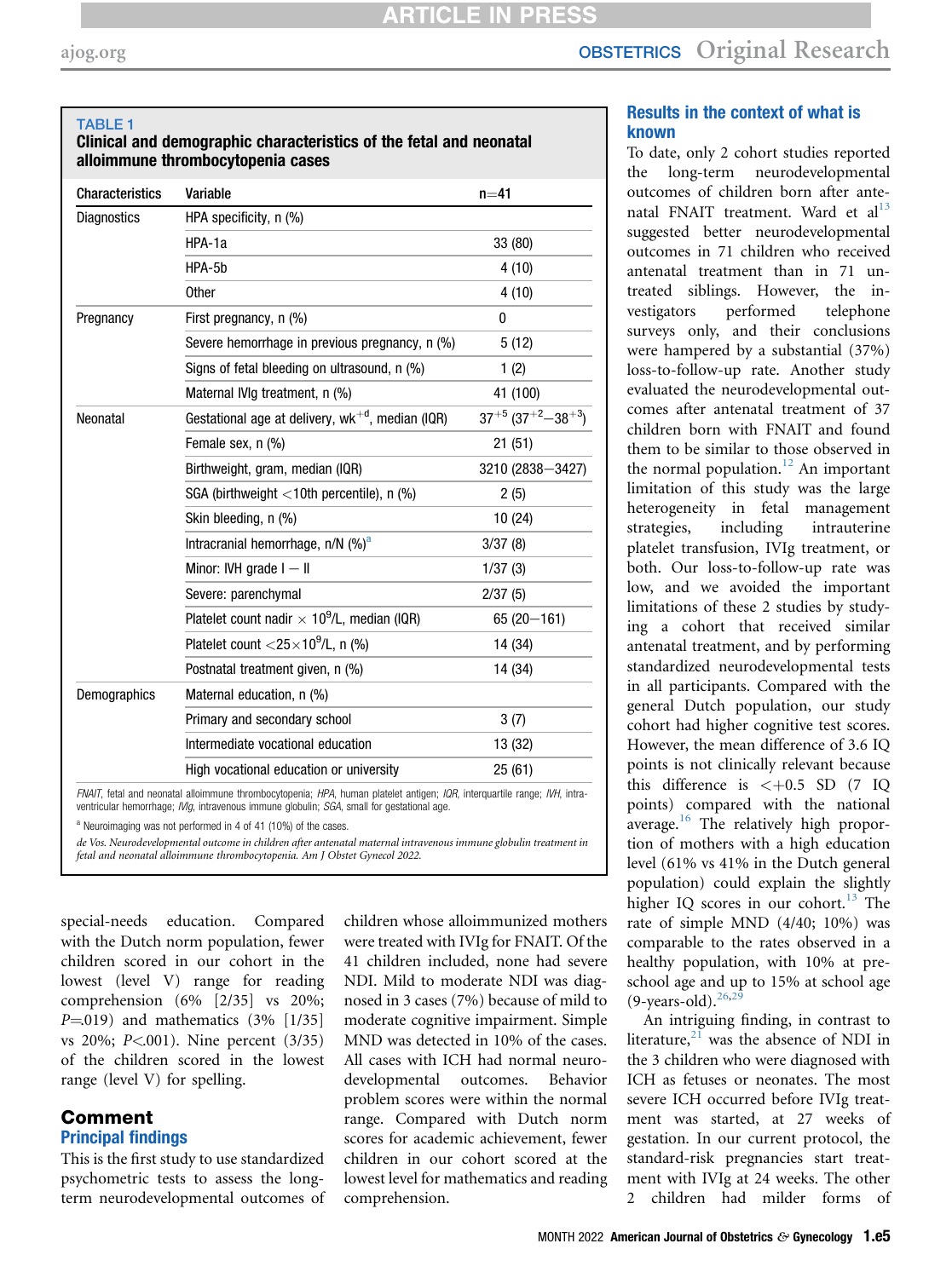**TABLE 1**
**Clinical and demographic characteristics of the fetal and neonatal alloimmune thrombocytopenia cases**

| Characteristics | Variable | n=41 |
|---|---|---|
| Diagnostics | HPA specificity, n (%) | |
| | HPA-1a | 33 (80) |
| | HPA-5b | 4 (10) |
| | Other | 4 (10) |
| Pregnancy | First pregnancy, n (%) | 0 |
| | Severe hemorrhage in previous pregnancy, n (%) | 5 (12) |
| | Signs of fetal bleeding on ultrasound, n (%) | 1 (2) |
| | Maternal IVIg treatment, n (%) | 41 (100) |
| Neonatal | Gestational age at delivery, wk$^{+d}$, median (IQR) | $37^{+5}$ ($37^{+2}$–$38^{+3}$) |
| | Female sex, n (%) | 21 (51) |
| | Birthweight, gram, median (IQR) | 3210 (2838–3427) |
| | SGA (birthweight <10th percentile), n (%) | 2 (5) |
| | Skin bleeding, n (%) | 10 (24) |
| | Intracranial hemorrhage, n/N (%)[a] | 3/37 (8) |
| | Minor: IVH grade I – II | 1/37 (3) |
| | Severe: parenchymal | 2/37 (5) |
| | Platelet count nadir $\times 10^9$/L, median (IQR) | 65 (20–161) |
| | Platelet count $<25\times10^9$/L, n (%) | 14 (34) |
| | Postnatal treatment given, n (%) | 14 (34) |
| Demographics | Maternal education, n (%) | |
| | Primary and secondary school | 3 (7) |
| | Intermediate vocational education | 13 (32) |
| | High vocational education or university | 25 (61) |

*FNAIT*, fetal and neonatal alloimmune thrombocytopenia; *HPA*, human platelet antigen; *IQR*, interquartile range; *IVH*, intraventricular hemorrhage; *IVIg*, intravenous immune globulin; *SGA*, small for gestational age.

[a] Neuroimaging was not performed in 4 of 41 (10%) of the cases.

*de Vos. Neurodevelopmental outcome in children after antenatal maternal intravenous immune globulin treatment in fetal and neonatal alloimmune thrombocytopenia. Am J Obstet Gynecol 2022.*

special-needs education. Compared with the Dutch norm population, fewer children scored in our cohort in the lowest (level V) range for reading comprehension (6% [2/35] vs 20%; $P$=.019) and mathematics (3% [1/35] vs 20%; $P$<.001). Nine percent (3/35) of the children scored in the lowest range (level V) for spelling.

## Comment

### Principal findings

This is the first study to use standardized psychometric tests to assess the long-term neurodevelopmental outcomes of children whose alloimmunized mothers were treated with IVIg for FNAIT. Of the 41 children included, none had severe NDI. Mild to moderate NDI was diagnosed in 3 cases (7%) because of mild to moderate cognitive impairment. Simple MND was detected in 10% of the cases. All cases with ICH had normal neurodevelopmental outcomes. Behavior problem scores were within the normal range. Compared with Dutch norm scores for academic achievement, fewer children in our cohort scored at the lowest level for mathematics and reading comprehension.

### Results in the context of what is known

To date, only 2 cohort studies reported the long-term neurodevelopmental outcomes of children born after antenatal FNAIT treatment. Ward et al[13] suggested better neurodevelopmental outcomes in 71 children who received antenatal treatment than in 71 untreated siblings. However, the investigators performed telephone surveys only, and their conclusions were hampered by a substantial (37%) loss-to-follow-up rate. Another study evaluated the neurodevelopmental outcomes after antenatal treatment of 37 children born with FNAIT and found them to be similar to those observed in the normal population.[12] An important limitation of this study was the large heterogeneity in fetal management strategies, including intrauterine platelet transfusion, IVIg treatment, or both. Our loss-to-follow-up rate was low, and we avoided the important limitations of these 2 studies by studying a cohort that received similar antenatal treatment, and by performing standardized neurodevelopmental tests in all participants. Compared with the general Dutch population, our study cohort had higher cognitive test scores. However, the mean difference of 3.6 IQ points is not clinically relevant because this difference is <+0.5 SD (7 IQ points) compared with the national average.[16] The relatively high proportion of mothers with a high education level (61% vs 41% in the Dutch general population) could explain the slightly higher IQ scores in our cohort.[13] The rate of simple MND (4/40; 10%) was comparable to the rates observed in a healthy population, with 10% at preschool age and up to 15% at school age (9-years-old).[26,29]

An intriguing finding, in contrast to literature,[21] was the absence of NDI in the 3 children who were diagnosed with ICH as fetuses or neonates. The most severe ICH occurred before IVIg treatment was started, at 27 weeks of gestation. In our current protocol, the standard-risk pregnancies start treatment with IVIg at 24 weeks. The other 2 children had milder forms of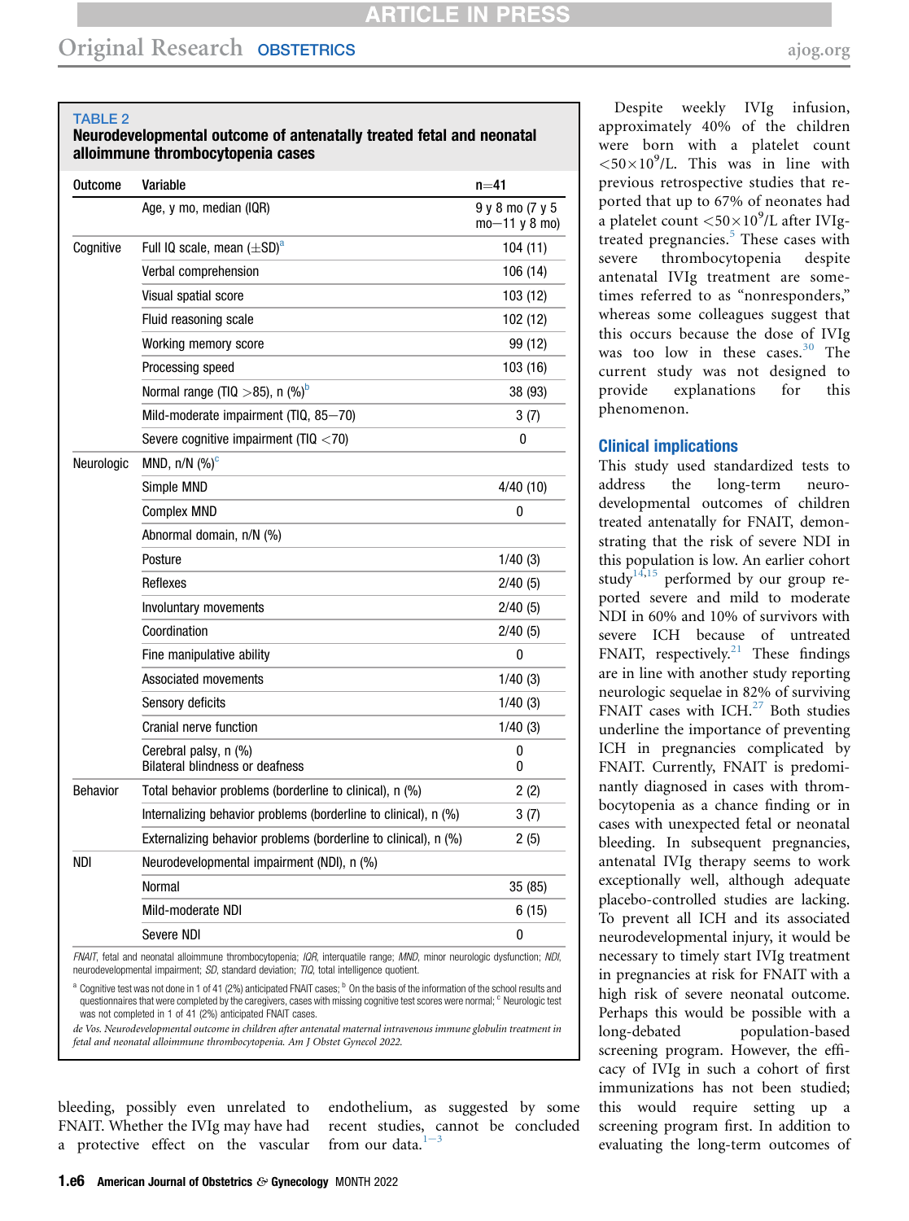**TABLE 2**
**Neurodevelopmental outcome of antenatally treated fetal and neonatal alloimmune thrombocytopenia cases**

| Outcome | Variable | n=41 |
|---|---|---|
| | Age, y mo, median (IQR) | 9 y 8 mo (7 y 5 mo−11 y 8 mo) |
| Cognitive | Full IQ scale, mean (±SD)[a] | 104 (11) |
| | Verbal comprehension | 106 (14) |
| | Visual spatial score | 103 (12) |
| | Fluid reasoning scale | 102 (12) |
| | Working memory score | 99 (12) |
| | Processing speed | 103 (16) |
| | Normal range (TIQ >85), n (%)[b] | 38 (93) |
| | Mild-moderate impairment (TIQ, 85−70) | 3 (7) |
| | Severe cognitive impairment (TIQ <70) | 0 |
| Neurologic | MND, n/N (%)[c] | |
| | Simple MND | 4/40 (10) |
| | Complex MND | 0 |
| | Abnormal domain, n/N (%) | |
| | Posture | 1/40 (3) |
| | Reflexes | 2/40 (5) |
| | Involuntary movements | 2/40 (5) |
| | Coordination | 2/40 (5) |
| | Fine manipulative ability | 0 |
| | Associated movements | 1/40 (3) |
| | Sensory deficits | 1/40 (3) |
| | Cranial nerve function | 1/40 (3) |
| | Cerebral palsy, n (%) | 0 |
| | Bilateral blindness or deafness | 0 |
| Behavior | Total behavior problems (borderline to clinical), n (%) | 2 (2) |
| | Internalizing behavior problems (borderline to clinical), n (%) | 3 (7) |
| | Externalizing behavior problems (borderline to clinical), n (%) | 2 (5) |
| NDI | Neurodevelopmental impairment (NDI), n (%) | |
| | Normal | 35 (85) |
| | Mild-moderate NDI | 6 (15) |
| | Severe NDI | 0 |

*FNAIT*, fetal and neonatal alloimmune thrombocytopenia; *IQR*, interquatile range; *MND*, minor neurologic dysfunction; *NDI*, neurodevelopmental impairment; *SD*, standard deviation; *TIQ*, total intelligence quotient.

[a] Cognitive test was not done in 1 of 41 (2%) anticipated FNAIT cases; [b] On the basis of the information of the school results and questionnaires that were completed by the caregivers, cases with missing cognitive test scores were normal; [c] Neurologic test was not completed in 1 of 41 (2%) anticipated FNAIT cases.

*de Vos. Neurodevelopmental outcome in children after antenatal maternal intravenous immune globulin treatment in fetal and neonatal alloimmune thrombocytopenia. Am J Obstet Gynecol 2022.*

bleeding, possibly even unrelated to FNAIT. Whether the IVIg may have had a protective effect on the vascular endothelium, as suggested by some recent studies, cannot be concluded from our data.[1−3]

Despite weekly IVIg infusion, approximately 40% of the children were born with a platelet count $<50\times10^9$/L. This was in line with previous retrospective studies that reported that up to 67% of neonates had a platelet count $<50\times10^9$/L after IVIg-treated pregnancies.[5] These cases with severe thrombocytopenia despite antenatal IVIg treatment are sometimes referred to as "nonresponders," whereas some colleagues suggest that this occurs because the dose of IVIg was too low in these cases.[30] The current study was not designed to provide explanations for this phenomenon.

### Clinical implications

This study used standardized tests to address the long-term neurodevelopmental outcomes of children treated antenatally for FNAIT, demonstrating that the risk of severe NDI in this population is low. An earlier cohort study[14,15] performed by our group reported severe and mild to moderate NDI in 60% and 10% of survivors with severe ICH because of untreated FNAIT, respectively.[21] These findings are in line with another study reporting neurologic sequelae in 82% of surviving FNAIT cases with ICH.[27] Both studies underline the importance of preventing ICH in pregnancies complicated by FNAIT. Currently, FNAIT is predominantly diagnosed in cases with thrombocytopenia as a chance finding or in cases with unexpected fetal or neonatal bleeding. In subsequent pregnancies, antenatal IVIg therapy seems to work exceptionally well, although adequate placebo-controlled studies are lacking. To prevent all ICH and its associated neurodevelopmental injury, it would be necessary to timely start IVIg treatment in pregnancies at risk for FNAIT with a high risk of severe neonatal outcome. Perhaps this would be possible with a long-debated population-based screening program. However, the efficacy of IVIg in such a cohort of first immunizations has not been studied; this would require setting up a screening program first. In addition to evaluating the long-term outcomes of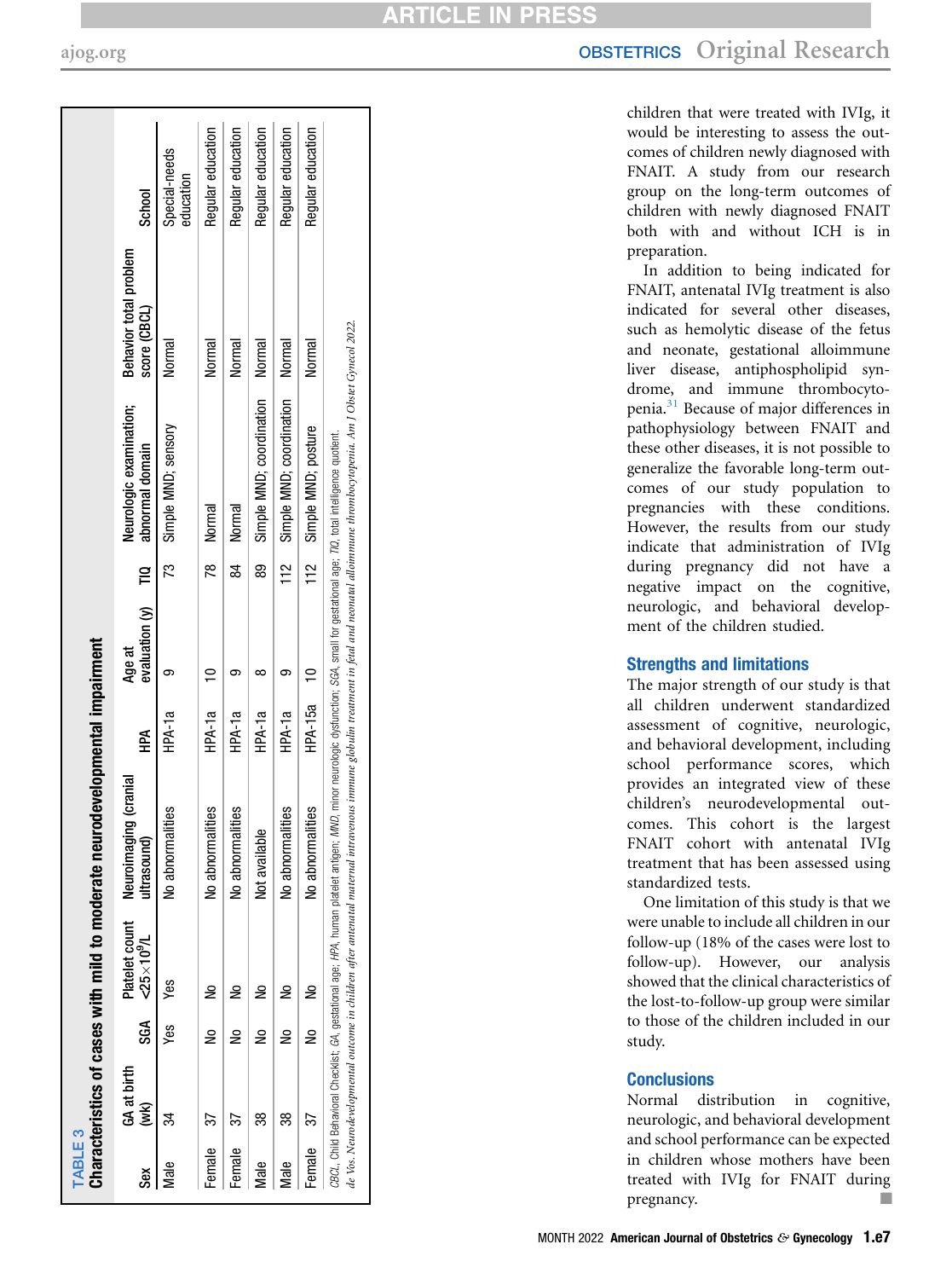**TABLE 3**
**Characteristics of cases with mild to moderate neurodevelopmental impairment**

| Sex | GA at birth (wk) | SGA | Platelet count $<25\times10^9$/L | Neuroimaging (cranial ultrasound) | HPA | Age at evaluation (y) | TIQ | Neurologic examination; abnormal domain | Behavior total problem score (CBCL) | School |
|---|---|---|---|---|---|---|---|---|---|---|
| Male | 34 | Yes | Yes | No abnormalities | HPA-1a | 9 | 73 | Simple MND; sensory | Normal | Special-needs education |
| Female | 37 | No | No | No abnormalities | HPA-1a | 10 | 78 | Normal | Normal | Regular education |
| Female | 37 | No | No | No abnormalities | HPA-1a | 9 | 84 | Normal | Normal | Regular education |
| Male | 38 | No | No | Not available | HPA-1a | 8 | 89 | Simple MND; coordination | Normal | Regular education |
| Male | 38 | No | No | No abnormalities | HPA-1a | 9 | 112 | Simple MND; coordination | Normal | Regular education |
| Female | 37 | No | No | No abnormalities | HPA-15a | 10 | 112 | Simple MND; posture | Normal | Regular education |

*CBCL*, Child Behavioral Checklist; *GA*, gestational age; *HPA*, human platelet antigen; *MND*, minor neurologic dysfunction; *SGA*, small for gestational age; *TIQ*, total intelligence quotient.

*de Vos. Neurodevelopmental outcome in children after antenatal maternal intravenous immune globulin treatment in fetal and neonatal alloimmune thrombocytopenia. Am J Obstet Gynecol 2022.*

children that were treated with IVIg, it would be interesting to assess the outcomes of children newly diagnosed with FNAIT. A study from our research group on the long-term outcomes of children with newly diagnosed FNAIT both with and without ICH is in preparation.

In addition to being indicated for FNAIT, antenatal IVIg treatment is also indicated for several other diseases, such as hemolytic disease of the fetus and neonate, gestational alloimmune liver disease, antiphospholipid syndrome, and immune thrombocytopenia.[31] Because of major differences in pathophysiology between FNAIT and these other diseases, it is not possible to generalize the favorable long-term outcomes of our study population to pregnancies with these conditions. However, the results from our study indicate that administration of IVIg during pregnancy did not have a negative impact on the cognitive, neurologic, and behavioral development of the children studied.

## Strengths and limitations

The major strength of our study is that all children underwent standardized assessment of cognitive, neurologic, and behavioral development, including school performance scores, which provides an integrated view of these children's neurodevelopmental outcomes. This cohort is the largest FNAIT cohort with antenatal IVIg treatment that has been assessed using standardized tests.

One limitation of this study is that we were unable to include all children in our follow-up (18% of the cases were lost to follow-up). However, our analysis showed that the clinical characteristics of the lost-to-follow-up group were similar to those of the children included in our study.

## Conclusions

Normal distribution in cognitive, neurologic, and behavioral development and school performance can be expected in children whose mothers have been treated with IVIg for FNAIT during pregnancy. ■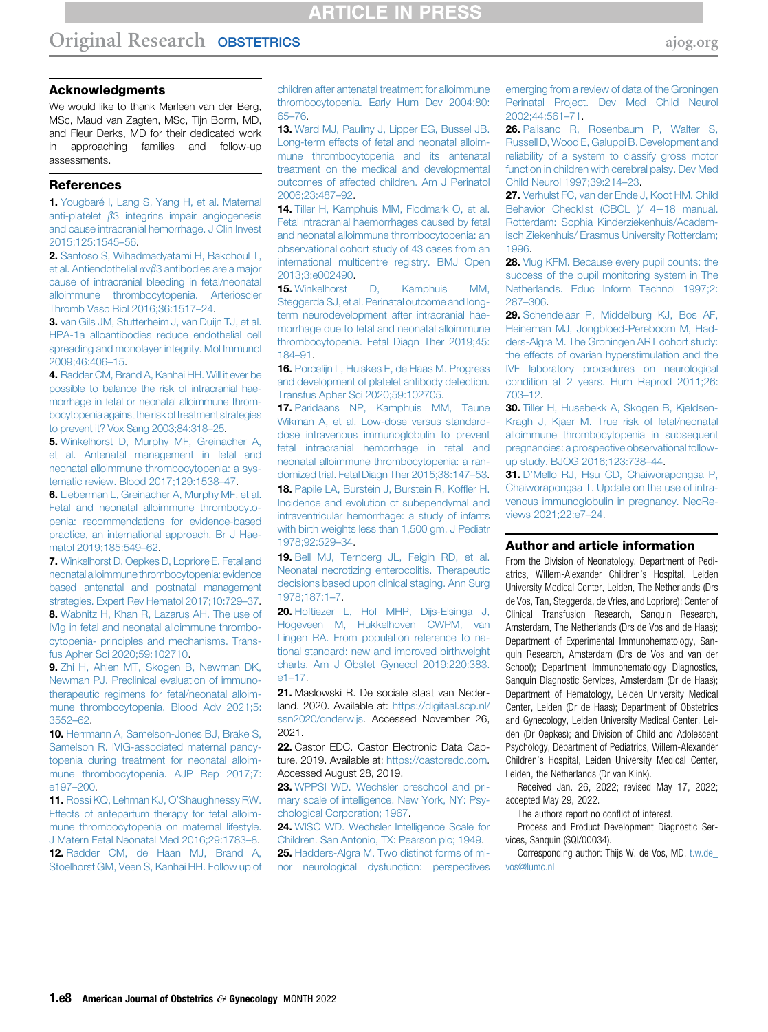## Acknowledgments

We would like to thank Marleen van der Berg, MSc, Maud van Zagten, MSc, Tijn Borm, MD, and Fleur Derks, MD for their dedicated work in approaching families and follow-up assessments.

## References

1. Yougbaré I, Lang S, Yang H, et al. Maternal anti-platelet $\beta$3 integrins impair angiogenesis and cause intracranial hemorrhage. J Clin Invest 2015;125:1545–56.
2. Santoso S, Wihadmadyatami H, Bakchoul T, et al. Antiendothelial $\alpha v\beta 3$ antibodies are a major cause of intracranial bleeding in fetal/neonatal alloimmune thrombocytopenia. Arterioscler Thromb Vasc Biol 2016;36:1517–24.
3. van Gils JM, Stutterheim J, van Duijn TJ, et al. HPA-1a alloantibodies reduce endothelial cell spreading and monolayer integrity. Mol Immunol 2009;46:406–15.
4. Radder CM, Brand A, Kanhai HH. Will it ever be possible to balance the risk of intracranial haemorrhage in fetal or neonatal alloimmune thrombocytopenia against the risk of treatment strategies to prevent it? Vox Sang 2003;84:318–25.
5. Winkelhorst D, Murphy MF, Greinacher A, et al. Antenatal management in fetal and neonatal alloimmune thrombocytopenia: a systematic review. Blood 2017;129:1538–47.
6. Lieberman L, Greinacher A, Murphy MF, et al. Fetal and neonatal alloimmune thrombocytopenia: recommendations for evidence-based practice, an international approach. Br J Haematol 2019;185:549–62.
7. Winkelhorst D, Oepkes D, Lopriore E. Fetal and neonatal alloimmune thrombocytopenia: evidence based antenatal and postnatal management strategies. Expert Rev Hematol 2017;10:729–37.
8. Wabnitz H, Khan R, Lazarus AH. The use of IVIg in fetal and neonatal alloimmune thrombocytopenia- principles and mechanisms. Transfus Apher Sci 2020;59:102710.
9. Zhi H, Ahlen MT, Skogen B, Newman DK, Newman PJ. Preclinical evaluation of immunotherapeutic regimens for fetal/neonatal alloimmune thrombocytopenia. Blood Adv 2021;5:3552–62.
10. Herrmann A, Samelson-Jones BJ, Brake S, Samelson R. IVIG-associated maternal pancytopenia during treatment for neonatal alloimmune thrombocytopenia. AJP Rep 2017;7:e197–200.
11. Rossi KQ, Lehman KJ, O'Shaughnessy RW. Effects of antepartum therapy for fetal alloimmune thrombocytopenia on maternal lifestyle. J Matern Fetal Neonatal Med 2016;29:1783–8.
12. Radder CM, de Haan MJ, Brand A, Stoelhorst GM, Veen S, Kanhai HH. Follow up of children after antenatal treatment for alloimmune thrombocytopenia. Early Hum Dev 2004;80:65–76.
13. Ward MJ, Pauliny J, Lipper EG, Bussel JB. Long-term effects of fetal and neonatal alloimmune thrombocytopenia and its antenatal treatment on the medical and developmental outcomes of affected children. Am J Perinatol 2006;23:487–92.
14. Tiller H, Kamphuis MM, Flodmark O, et al. Fetal intracranial haemorrhages caused by fetal and neonatal alloimmune thrombocytopenia: an observational cohort study of 43 cases from an international multicentre registry. BMJ Open 2013;3:e002490.
15. Winkelhorst D, Kamphuis MM, Steggerda SJ, et al. Perinatal outcome and long-term neurodevelopment after intracranial haemorrhage due to fetal and neonatal alloimmune thrombocytopenia. Fetal Diagn Ther 2019;45:184–91.
16. Porcelijn L, Huiskes E, de Haas M. Progress and development of platelet antibody detection. Transfus Apher Sci 2020;59:102705.
17. Paridaans NP, Kamphuis MM, Taune Wikman A, et al. Low-dose versus standard-dose intravenous immunoglobulin to prevent fetal intracranial hemorrhage in fetal and neonatal alloimmune thrombocytopenia: a randomized trial. Fetal Diagn Ther 2015;38:147–53.
18. Papile LA, Burstein J, Burstein R, Koffler H. Incidence and evolution of subependymal and intraventricular hemorrhage: a study of infants with birth weights less than 1,500 gm. J Pediatr 1978;92:529–34.
19. Bell MJ, Ternberg JL, Feigin RD, et al. Neonatal necrotizing enterocolitis. Therapeutic decisions based upon clinical staging. Ann Surg 1978;187:1–7.
20. Hoftiezer L, Hof MHP, Dijs-Elsinga J, Hogeveen M, Hukkelhoven CWPM, van Lingen RA. From population reference to national standard: new and improved birthweight charts. Am J Obstet Gynecol 2019;220:383.e1–17.
21. Maslowski R. De sociale staat van Nederland. 2020. Available at: https://digitaal.scp.nl/ssn2020/onderwijs. Accessed November 26, 2021.
22. Castor EDC. Castor Electronic Data Capture. 2019. Available at: https://castoredc.com. Accessed August 28, 2019.
23. WPPSI WD. Wechsler preschool and primary scale of intelligence. New York, NY: Psychological Corporation; 1967.
24. WISC WD. Wechsler Intelligence Scale for Children. San Antonio, TX: Pearson plc; 1949.
25. Hadders-Algra M. Two distinct forms of minor neurological dysfunction: perspectives emerging from a review of data of the Groningen Perinatal Project. Dev Med Child Neurol 2002;44:561–71.
26. Palisano R, Rosenbaum P, Walter S, Russell D, Wood E, Galuppi B. Development and reliability of a system to classify gross motor function in children with cerebral palsy. Dev Med Child Neurol 1997;39:214–23.
27. Verhulst FC, van der Ende J, Koot HM. Child Behavior Checklist (CBCL )/ 4—18 manual. Rotterdam: Sophia Kinderziekenhuis/Academisch Ziekenhuis/ Erasmus University Rotterdam; 1996.
28. Vlug KFM. Because every pupil counts: the success of the pupil monitoring system in The Netherlands. Educ Inform Technol 1997;2:287–306.
29. Schendelaar P, Middelburg KJ, Bos AF, Heineman MJ, Jongbloed-Pereboom M, Hadders-Algra M. The Groningen ART cohort study: the effects of ovarian hyperstimulation and the IVF laboratory procedures on neurological condition at 2 years. Hum Reprod 2011;26:703–12.
30. Tiller H, Husebekk A, Skogen B, Kjeldsen-Kragh J, Kjaer M. True risk of fetal/neonatal alloimmune thrombocytopenia in subsequent pregnancies: a prospective observational follow-up study. BJOG 2016;123:738–44.
31. D'Mello RJ, Hsu CD, Chaiworapongsa P, Chaiworapongsa T. Update on the use of intravenous immunoglobulin in pregnancy. NeoReviews 2021;22:e7–24.

## Author and article information

From the Division of Neonatology, Department of Pediatrics, Willem-Alexander Children's Hospital, Leiden University Medical Center, Leiden, The Netherlands (Drs de Vos, Tan, Steggerda, de Vries, and Lopriore); Center of Clinical Transfusion Research, Sanquin Research, Amsterdam, The Netherlands (Drs de Vos and de Haas); Department of Experimental Immunohematology, Sanquin Research, Amsterdam (Drs de Vos and van der Schoot); Department Immunohematology Diagnostics, Sanquin Diagnostic Services, Amsterdam (Dr de Haas); Department of Hematology, Leiden University Medical Center, Leiden (Dr de Haas); Department of Obstetrics and Gynecology, Leiden University Medical Center, Leiden (Dr Oepkes); and Division of Child and Adolescent Psychology, Department of Pediatrics, Willem-Alexander Children's Hospital, Leiden University Medical Center, Leiden, the Netherlands (Dr van Klink).

Received Jan. 26, 2022; revised May 17, 2022; accepted May 29, 2022.

The authors report no conflict of interest.

Process and Product Development Diagnostic Services, Sanquin (SQI/00034).

Corresponding author: Thijs W. de Vos, MD. t.w.de_vos@lumc.nl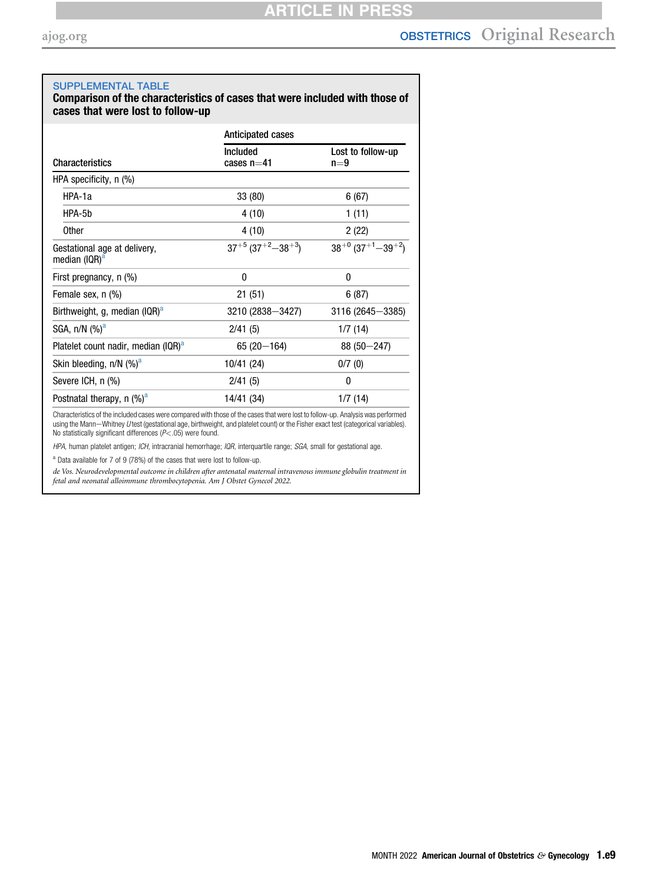## SUPPLEMENTAL TABLE

**Comparison of the characteristics of cases that were included with those of cases that were lost to follow-up**

| | Anticipated cases | |
|---|---|---|
| Characteristics | Included cases n=41 | Lost to follow-up n=9 |
| HPA specificity, n (%) | | |
| HPA-1a | 33 (80) | 6 (67) |
| HPA-5b | 4 (10) | 1 (11) |
| Other | 4 (10) | 2 (22) |
| Gestational age at delivery, median (IQR)[a] | $37^{+5}$ ($37^{+2}$–$38^{+3}$) | $38^{+0}$ ($37^{+1}$–$39^{+2}$) |
| First pregnancy, n (%) | 0 | 0 |
| Female sex, n (%) | 21 (51) | 6 (87) |
| Birthweight, g, median (IQR)[a] | 3210 (2838–3427) | 3116 (2645–3385) |
| SGA, n/N (%)[a] | 2/41 (5) | 1/7 (14) |
| Platelet count nadir, median (IQR)[a] | 65 (20–164) | 88 (50–247) |
| Skin bleeding, n/N (%)[a] | 10/41 (24) | 0/7 (0) |
| Severe ICH, n (%) | 2/41 (5) | 0 |
| Postnatal therapy, n (%)[a] | 14/41 (34) | 1/7 (14) |

Characteristics of the included cases were compared with those of the cases that were lost to follow-up. Analysis was performed using the Mann–Whitney *U* test (gestational age, birthweight, and platelet count) or the Fisher exact test (categorical variables). No statistically significant differences ($P<.05$) were found.

*HPA*, human platelet antigen; *ICH*, intracranial hemorrhage; *IQR*, interquartile range; *SGA*, small for gestational age.

[a] Data available for 7 of 9 (78%) of the cases that were lost to follow-up.

*de Vos. Neurodevelopmental outcome in children after antenatal maternal intravenous immune globulin treatment in fetal and neonatal alloimmune thrombocytopenia. Am J Obstet Gynecol 2022.*